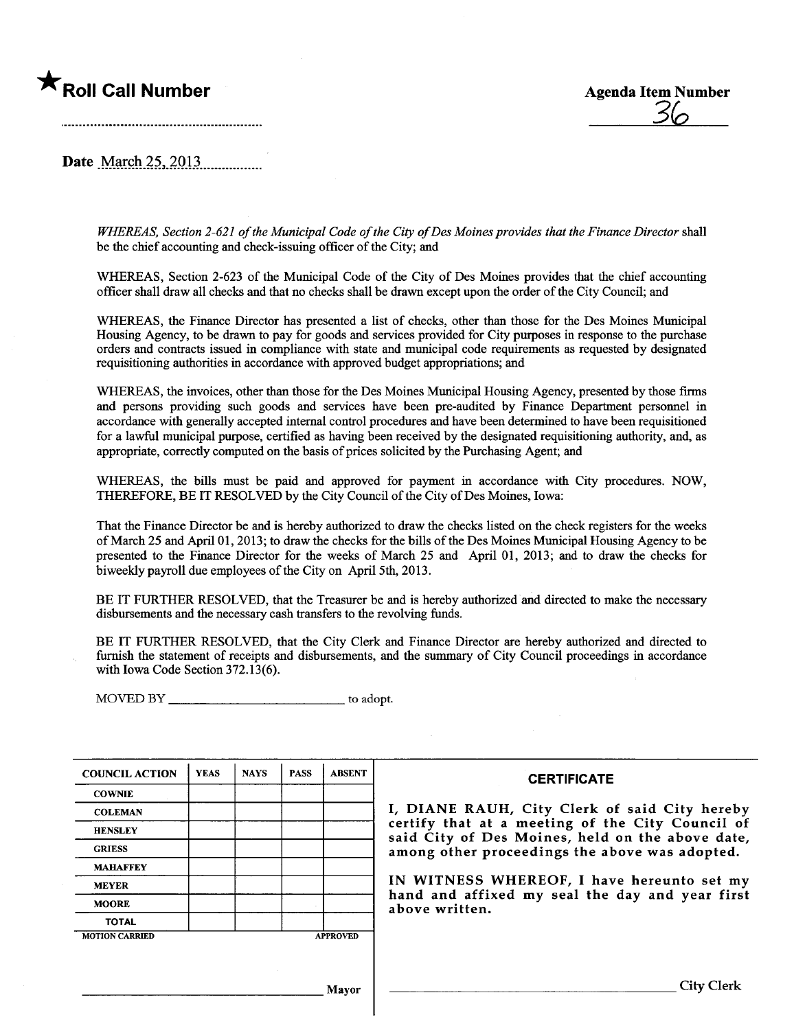★ **Roll Call Number**

..........................................................

**Agenda Item Number**

36

**Date** March 25, 2013

*WHEREAS, Section 2-621 of the Municipal Code of the City of Des Moines provides that the Finance Director* shall be the chief accounting and check-issuing officer of the City; and

WHEREAS, Section 2-623 of the Municipal Code of the City of Des Moines provides that the chief accounting officer shall draw all checks and that no checks shall be drawn except upon the order of the City Council; and

WHEREAS, the Finance Director has presented a list of checks, other than those for the Des Moines Municipal Housing Agency, to be drawn to pay for goods and services provided for City purposes in response to the purchase orders and contracts issued in compliance with state and municipal code requirements as requested by designated requisitioning authorities in accordance with approved budget appropriations; and

WHEREAS, the invoices, other than those for the Des Moines Municipal Housing Agency, presented by those firms and persons providing such goods and services have been pre-audited by Finance Department personnel in accordance with generally accepted internal control procedures and have been determined to have been requisitioned for a lawful municipal purpose, certified as having been received by the designated requisitioning authority, and, as appropriate, correctly computed on the basis of prices solicited by the Purchasing Agent; and

WHEREAS, the bills must be paid and approved for payment in accordance with City procedures. NOW, THEREFORE, BE IT RESOLVED by the City Council of the City of Des Moines, Iowa:

That the Finance Director be and is hereby authorized to draw the checks listed on the check registers for the weeks of March 25 and April 01, 2013; to draw the checks for the bills of the Des Moines Municipal Housing Agency to be presented to the Finance Director for the weeks of March 25 and April 01, 2013; and to draw the checks for biweekly payroll due employees of the City on April 5th, 2013.

BE IT FURTHER RESOLVED, that the Treasurer be and is hereby authorized and directed to make the necessary disbursements and the necessary cash transfers to the revolving funds.

BE IT FURTHER RESOLVED, that the City Clerk and Finance Director are hereby authorized and directed to furnish the statement of receipts and disbursements, and the summary of City Council proceedings in accordance with Iowa Code Section 372.13(6).

MOVED BY ____________________ to adopt.

| COUNCIL ACTION | YEAS | NAYS | PASS | ABSENT |
|---|---|---|---|---|
| COWNIE | | | | |
| COLEMAN | | | | |
| HENSLEY | | | | |
| GRIESS | | | | |
| MAHAFFEY | | | | |
| MEYER | | | | |
| MOORE | | | | |
| TOTAL | | | | |

MOTION CARRIED APPROVED

____________________ Mayor

**CERTIFICATE**

**I, DIANE RAUH, City Clerk of said City hereby certify that at a meeting of the City Council of said City of Des Moines, held on the above date, among other proceedings the above was adopted.**

**IN WITNESS WHEREOF, I have hereunto set my hand and affixed my seal the day and year first above written.**

____________________ City Clerk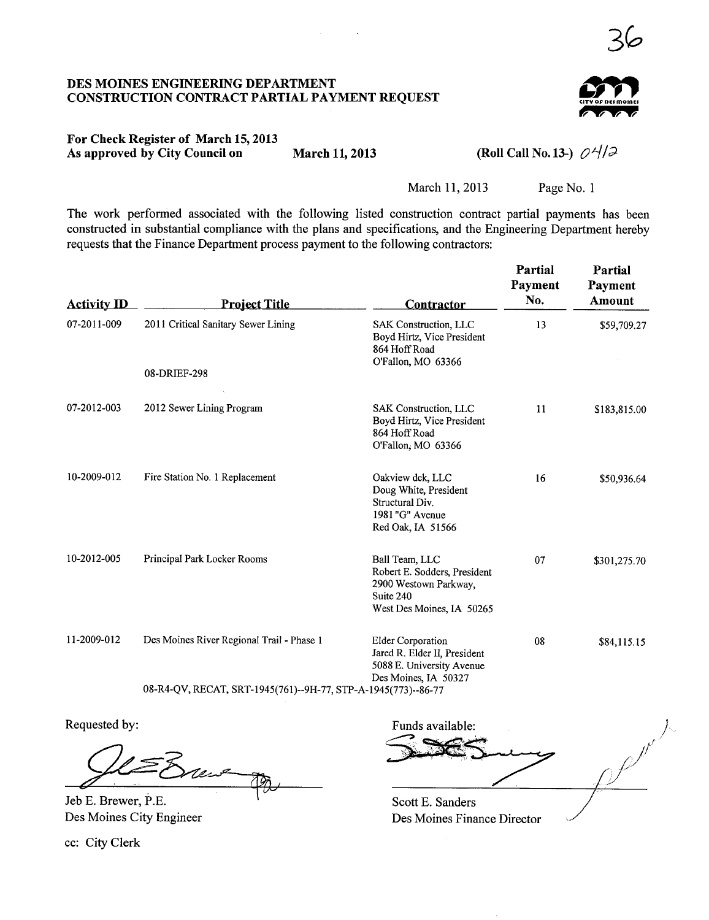36

# DES MOINES ENGINEERING DEPARTMENT
# CONSTRUCTION CONTRACT PARTIAL PAYMENT REQUEST

**For Check Register of March 15, 2013**
**As approved by City Council on March 11, 2013** **(Roll Call No. 13-)** 0412

March 11, 2013 Page No. 1

The work performed associated with the following listed construction contract partial payments has been constructed in substantial compliance with the plans and specifications, and the Engineering Department hereby requests that the Finance Department process payment to the following contractors:

| Activity ID | Project Title | Contractor | Partial Payment No. | Partial Payment Amount |
|---|---|---|---|---|
| 07-2011-009 | 2011 Critical Sanitary Sewer Lining<br>08-DRIEF-298 | SAK Construction, LLC<br>Boyd Hirtz, Vice President<br>864 Hoff Road<br>O'Fallon, MO 63366 | 13 | $59,709.27 |
| 07-2012-003 | 2012 Sewer Lining Program | SAK Construction, LLC<br>Boyd Hirtz, Vice President<br>864 Hoff Road<br>O'Fallon, MO 63366 | 11 | $183,815.00 |
| 10-2009-012 | Fire Station No. 1 Replacement | Oakview dck, LLC<br>Doug White, President<br>Structural Div.<br>1981 "G" Avenue<br>Red Oak, IA 51566 | 16 | $50,936.64 |
| 10-2012-005 | Principal Park Locker Rooms | Ball Team, LLC<br>Robert E. Sodders, President<br>2900 Westown Parkway,<br>Suite 240<br>West Des Moines, IA 50265 | 07 | $301,275.70 |
| 11-2009-012 | Des Moines River Regional Trail - Phase 1<br>08-R4-QV, RECAT, SRT-1945(761)--9H-77, STP-A-1945(773)--86-77 | Elder Corporation<br>Jared R. Elder II, President<br>5088 E. University Avenue<br>Des Moines, IA 50327 | 08 | $84,115.15 |

Requested by:

Jeb E. Brewer, P.E.
Des Moines City Engineer

Funds available:

Scott E. Sanders
Des Moines Finance Director

cc: City Clerk